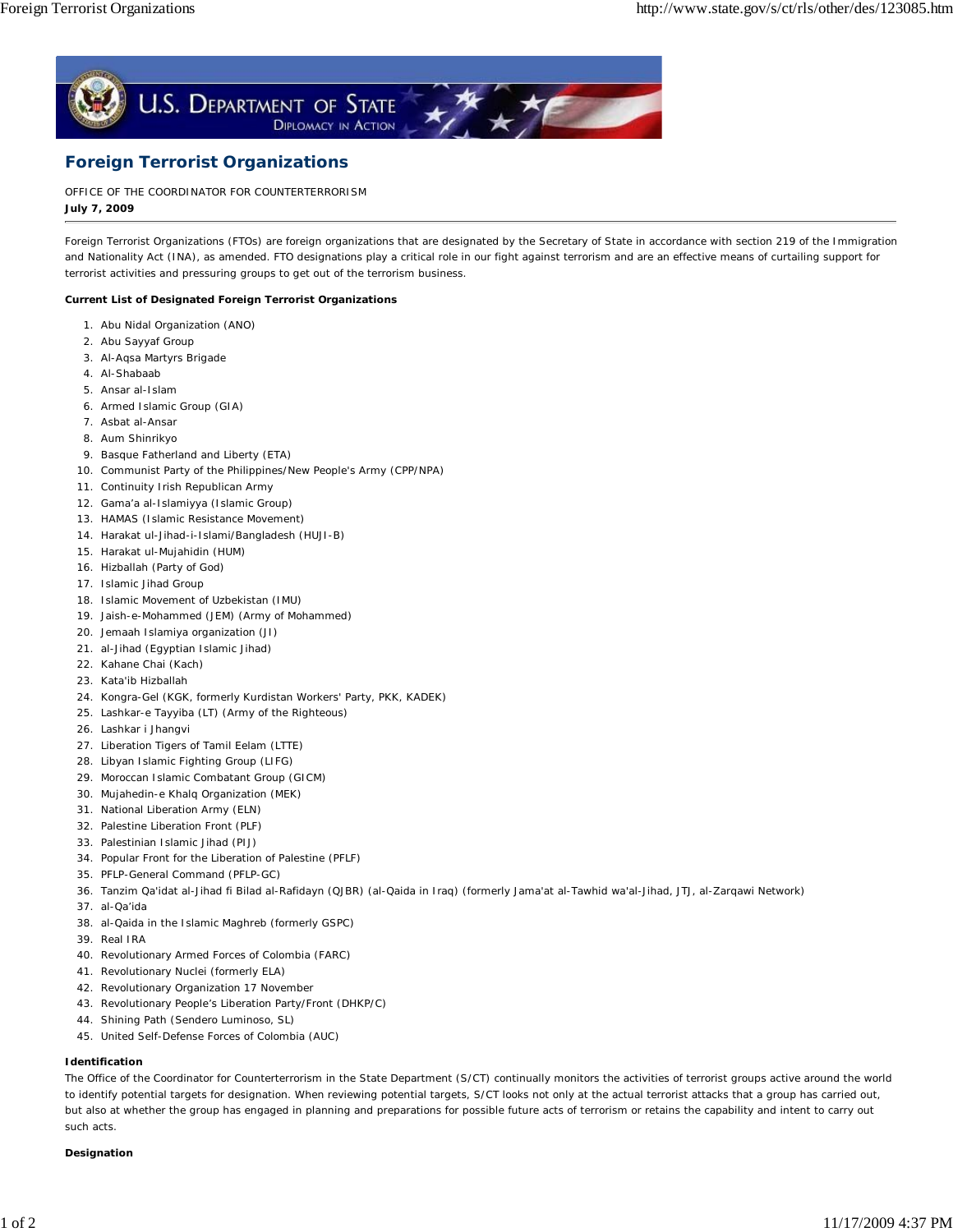# Foreign Terrorist Organizations

OFFICE OF THE COORDINATOR FOR COUNTERTERRORISM

**July 7, 2009**

---

Foreign Terrorist Organizations (FTOs) are foreign organizations that are designated by the Secretary of State in accordance with section 219 of the Immigration and Nationality Act (INA), as amended. FTO designations play a critical role in our fight against terrorism and are an effective means of curtailing support for terrorist activities and pressuring groups to get out of the terrorism business.

**Current List of Designated Foreign Terrorist Organizations**

1. Abu Nidal Organization (ANO)
2. Abu Sayyaf Group
3. Al-Aqsa Martyrs Brigade
4. Al-Shabaab
5. Ansar al-Islam
6. Armed Islamic Group (GIA)
7. Asbat al-Ansar
8. Aum Shinrikyo
9. Basque Fatherland and Liberty (ETA)
10. Communist Party of the Philippines/New People's Army (CPP/NPA)
11. Continuity Irish Republican Army
12. Gama'a al-Islamiyya (Islamic Group)
13. HAMAS (Islamic Resistance Movement)
14. Harakat ul-Jihad-i-Islami/Bangladesh (HUJI-B)
15. Harakat ul-Mujahidin (HUM)
16. Hizballah (Party of God)
17. Islamic Jihad Group
18. Islamic Movement of Uzbekistan (IMU)
19. Jaish-e-Mohammed (JEM) (Army of Mohammed)
20. Jemaah Islamiya organization (JI)
21. al-Jihad (Egyptian Islamic Jihad)
22. Kahane Chai (Kach)
23. Kata'ib Hizballah
24. Kongra-Gel (KGK, formerly Kurdistan Workers' Party, PKK, KADEK)
25. Lashkar-e Tayyiba (LT) (Army of the Righteous)
26. Lashkar i Jhangvi
27. Liberation Tigers of Tamil Eelam (LTTE)
28. Libyan Islamic Fighting Group (LIFG)
29. Moroccan Islamic Combatant Group (GICM)
30. Mujahedin-e Khalq Organization (MEK)
31. National Liberation Army (ELN)
32. Palestine Liberation Front (PLF)
33. Palestinian Islamic Jihad (PIJ)
34. Popular Front for the Liberation of Palestine (PFLF)
35. PFLP-General Command (PFLP-GC)
36. Tanzim Qa'idat al-Jihad fi Bilad al-Rafidayn (QJBR) (al-Qaida in Iraq) (formerly Jama'at al-Tawhid wa'al-Jihad, JTJ, al-Zarqawi Network)
37. al-Qa'ida
38. al-Qaida in the Islamic Maghreb (formerly GSPC)
39. Real IRA
40. Revolutionary Armed Forces of Colombia (FARC)
41. Revolutionary Nuclei (formerly ELA)
42. Revolutionary Organization 17 November
43. Revolutionary People's Liberation Party/Front (DHKP/C)
44. Shining Path (Sendero Luminoso, SL)
45. United Self-Defense Forces of Colombia (AUC)

**Identification**

The Office of the Coordinator for Counterterrorism in the State Department (S/CT) continually monitors the activities of terrorist groups active around the world to identify potential targets for designation. When reviewing potential targets, S/CT looks not only at the actual terrorist attacks that a group has carried out, but also at whether the group has engaged in planning and preparations for possible future acts of terrorism or retains the capability and intent to carry out such acts.

**Designation**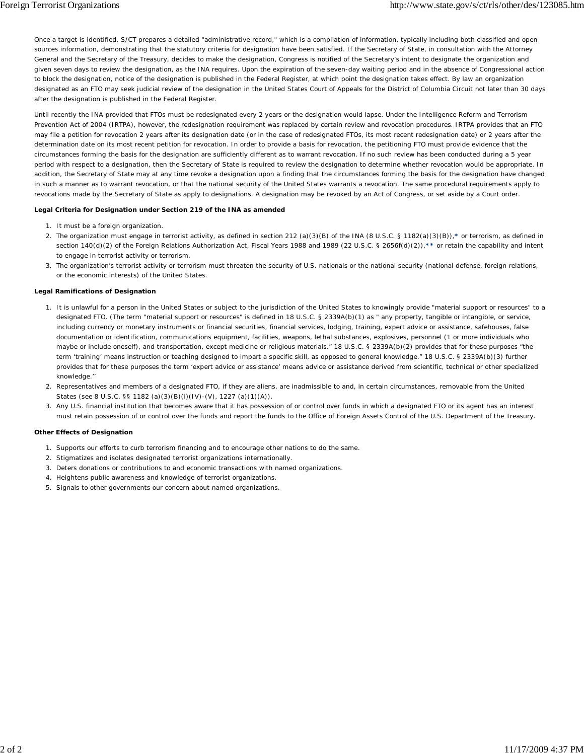Once a target is identified, S/CT prepares a detailed "administrative record," which is a compilation of information, typically including both classified and open sources information, demonstrating that the statutory criteria for designation have been satisfied. If the Secretary of State, in consultation with the Attorney General and the Secretary of the Treasury, decides to make the designation, Congress is notified of the Secretary's intent to designate the organization and given seven days to review the designation, as the INA requires. Upon the expiration of the seven-day waiting period and in the absence of Congressional action to block the designation, notice of the designation is published in the Federal Register, at which point the designation takes effect. By law an organization designated as an FTO may seek judicial review of the designation in the United States Court of Appeals for the District of Columbia Circuit not later than 30 days after the designation is published in the Federal Register.

Until recently the INA provided that FTOs must be redesignated every 2 years or the designation would lapse. Under the Intelligence Reform and Terrorism Prevention Act of 2004 (IRTPA), however, the redesignation requirement was replaced by certain review and revocation procedures. IRTPA provides that an FTO may file a petition for revocation 2 years after its designation date (or in the case of redesignated FTOs, its most recent redesignation date) or 2 years after the determination date on its most recent petition for revocation. In order to provide a basis for revocation, the petitioning FTO must provide evidence that the circumstances forming the basis for the designation are sufficiently different as to warrant revocation. If no such review has been conducted during a 5 year period with respect to a designation, then the Secretary of State is required to review the designation to determine whether revocation would be appropriate. In addition, the Secretary of State may at any time revoke a designation upon a finding that the circumstances forming the basis for the designation have changed in such a manner as to warrant revocation, or that the national security of the United States warrants a revocation. The same procedural requirements apply to revocations made by the Secretary of State as apply to designations. A designation may be revoked by an Act of Congress, or set aside by a Court order.

**Legal Criteria for Designation under Section 219 of the INA as amended**

1. It must be a foreign organization.
2. The organization must engage in terrorist activity, as defined in section 212 (a)(3)(B) of the INA (8 U.S.C. § 1182(a)(3)(B)),* or terrorism, as defined in section 140(d)(2) of the Foreign Relations Authorization Act, Fiscal Years 1988 and 1989 (22 U.S.C. § 2656f(d)(2)),** or retain the capability and intent to engage in terrorist activity or terrorism.
3. The organization's terrorist activity or terrorism must threaten the security of U.S. nationals or the national security (national defense, foreign relations, or the economic interests) of the United States.

**Legal Ramifications of Designation**

1. It is unlawful for a person in the United States or subject to the jurisdiction of the United States to knowingly provide "material support or resources" to a designated FTO. (The term "material support or resources" is defined in 18 U.S.C. § 2339A(b)(1) as " any property, tangible or intangible, or service, including currency or monetary instruments or financial securities, financial services, lodging, training, expert advice or assistance, safehouses, false documentation or identification, communications equipment, facilities, weapons, lethal substances, explosives, personnel (1 or more individuals who maybe or include oneself), and transportation, except medicine or religious materials." 18 U.S.C. § 2339A(b)(2) provides that for these purposes "the term 'training' means instruction or teaching designed to impart a specific skill, as opposed to general knowledge." 18 U.S.C. § 2339A(b)(3) further provides that for these purposes the term 'expert advice or assistance' means advice or assistance derived from scientific, technical or other specialized knowledge.''
2. Representatives and members of a designated FTO, if they are aliens, are inadmissible to and, in certain circumstances, removable from the United States (see 8 U.S.C. §§ 1182 (a)(3)(B)(i)(IV)-(V), 1227 (a)(1)(A)).
3. Any U.S. financial institution that becomes aware that it has possession of or control over funds in which a designated FTO or its agent has an interest must retain possession of or control over the funds and report the funds to the Office of Foreign Assets Control of the U.S. Department of the Treasury.

**Other Effects of Designation**

1. Supports our efforts to curb terrorism financing and to encourage other nations to do the same.
2. Stigmatizes and isolates designated terrorist organizations internationally.
3. Deters donations or contributions to and economic transactions with named organizations.
4. Heightens public awareness and knowledge of terrorist organizations.
5. Signals to other governments our concern about named organizations.